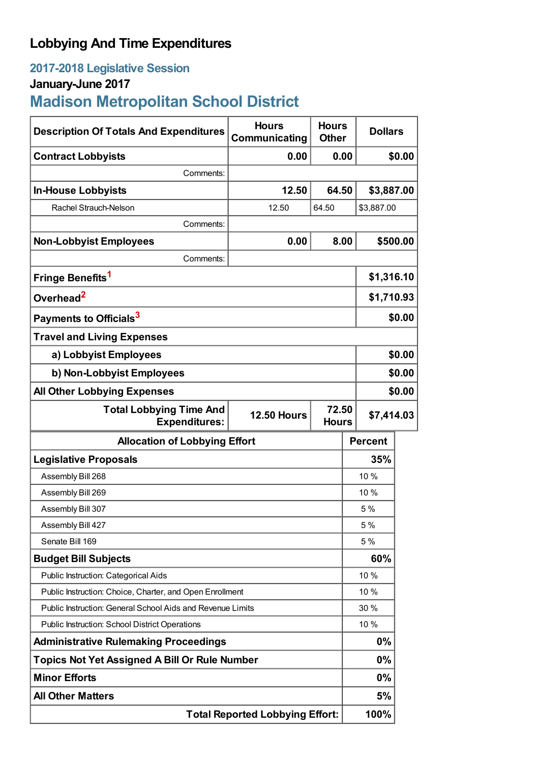# Lobbying And Time Expenditures

## 2017-2018 Legislative Session

### January-June 2017

## Madison Metropolitan School District

| Description Of Totals And Expenditures | Hours Communicating | Hours Other | Dollars |
|---|---|---|---|
| **Contract Lobbyists** | **0.00** | **0.00** | **$0.00** |
| Comments: | | | |
| **In-House Lobbyists** | **12.50** | **64.50** | **$3,887.00** |
| Rachel Strauch-Nelson | 12.50 | 64.50 | $3,887.00 |
| Comments: | | | |
| **Non-Lobbyist Employees** | **0.00** | **8.00** | **$500.00** |
| Comments: | | | |
| **Fringe Benefits**[1] | | | **$1,316.10** |
| **Overhead**[2] | | | **$1,710.93** |
| **Payments to Officials**[3] | | | **$0.00** |
| **Travel and Living Expenses** | | | |
| **a) Lobbyist Employees** | | | **$0.00** |
| **b) Non-Lobbyist Employees** | | | **$0.00** |
| **All Other Lobbying Expenses** | | | **$0.00** |
| **Total Lobbying Time And Expenditures:** | **12.50 Hours** | **72.50 Hours** | **$7,414.03** |

| Allocation of Lobbying Effort | Percent |
|---|---|
| **Legislative Proposals** | **35%** |
| Assembly Bill 268 | 10 % |
| Assembly Bill 269 | 10 % |
| Assembly Bill 307 | 5 % |
| Assembly Bill 427 | 5 % |
| Senate Bill 169 | 5 % |
| **Budget Bill Subjects** | **60%** |
| Public Instruction: Categorical Aids | 10 % |
| Public Instruction: Choice, Charter, and Open Enrollment | 10 % |
| Public Instruction: General School Aids and Revenue Limits | 30 % |
| Public Instruction: School District Operations | 10 % |
| **Administrative Rulemaking Proceedings** | **0%** |
| **Topics Not Yet Assigned A Bill Or Rule Number** | **0%** |
| **Minor Efforts** | **0%** |
| **All Other Matters** | **5%** |
| **Total Reported Lobbying Effort:** | **100%** |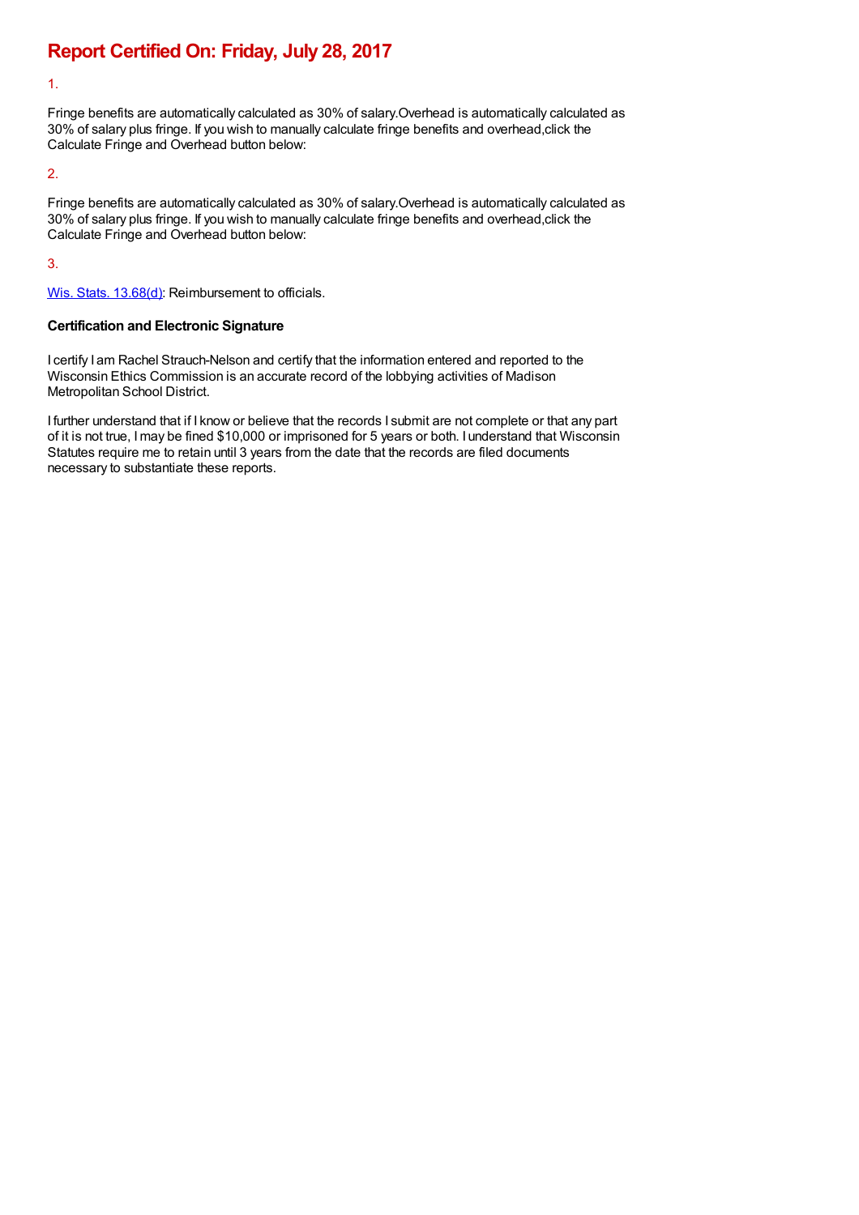## Report Certified On: Friday, July 28, 2017

1.

Fringe benefits are automatically calculated as 30% of salary.Overhead is automatically calculated as 30% of salary plus fringe. If you wish to manually calculate fringe benefits and overhead,click the Calculate Fringe and Overhead button below:

2.

Fringe benefits are automatically calculated as 30% of salary.Overhead is automatically calculated as 30% of salary plus fringe. If you wish to manually calculate fringe benefits and overhead,click the Calculate Fringe and Overhead button below:

3.

Wis. Stats. 13.68(d): Reimbursement to officials.

**Certification and Electronic Signature**

I certify I am Rachel Strauch-Nelson and certify that the information entered and reported to the Wisconsin Ethics Commission is an accurate record of the lobbying activities of Madison Metropolitan School District.

I further understand that if I know or believe that the records I submit are not complete or that any part of it is not true, I may be fined $10,000 or imprisoned for 5 years or both. I understand that Wisconsin Statutes require me to retain until 3 years from the date that the records are filed documents necessary to substantiate these reports.